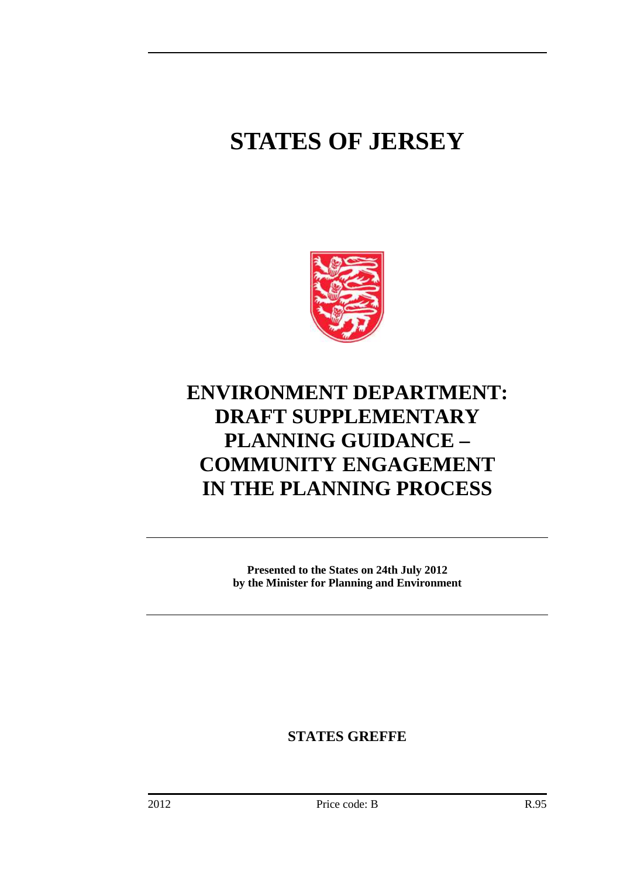# STATES OF JERSEY

# ENVIRONMENT DEPARTMENT: DRAFT SUPPLEMENTARY PLANNING GUIDANCE – COMMUNITY ENGAGEMENT IN THE PLANNING PROCESS

**Presented to the States on 24th July 2012**
**by the Minister for Planning and Environment**

**STATES GREFFE**

2012 Price code: B R.95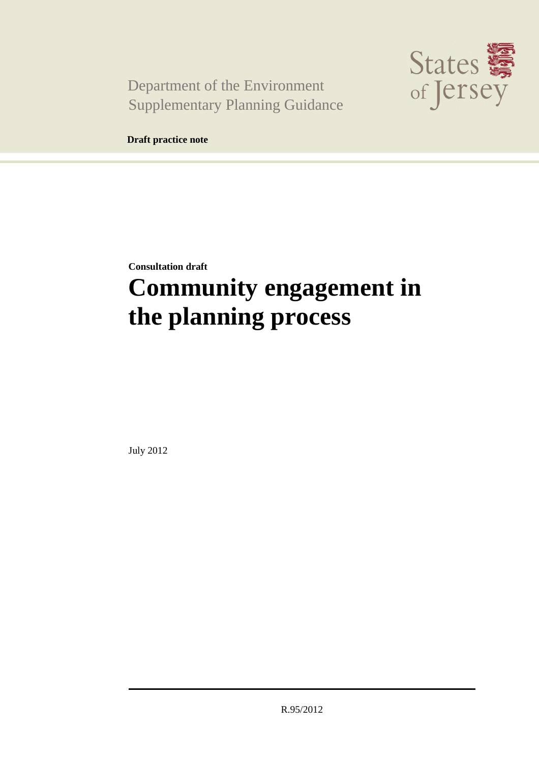Department of the Environment
Supplementary Planning Guidance

States of Jersey

**Draft practice note**

**Consultation draft**

# Community engagement in the planning process

July 2012

R.95/2012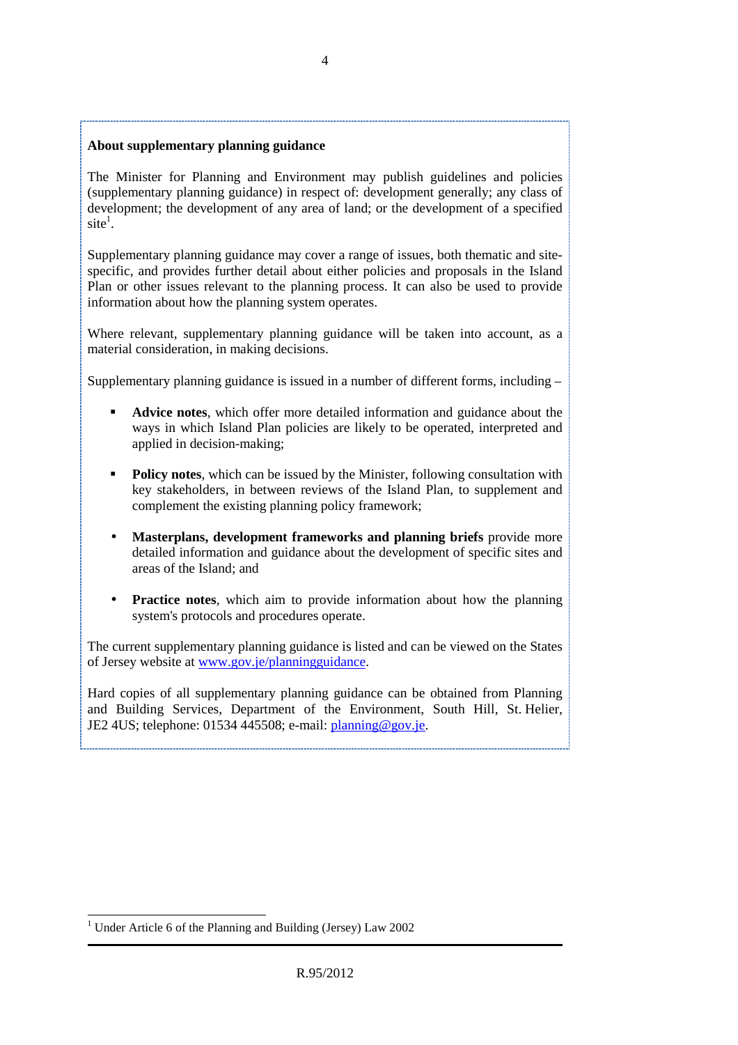**About supplementary planning guidance**

The Minister for Planning and Environment may publish guidelines and policies (supplementary planning guidance) in respect of: development generally; any class of development; the development of any area of land; or the development of a specified site[1].

Supplementary planning guidance may cover a range of issues, both thematic and site-specific, and provides further detail about either policies and proposals in the Island Plan or other issues relevant to the planning process. It can also be used to provide information about how the planning system operates.

Where relevant, supplementary planning guidance will be taken into account, as a material consideration, in making decisions.

Supplementary planning guidance is issued in a number of different forms, including –

- **Advice notes**, which offer more detailed information and guidance about the ways in which Island Plan policies are likely to be operated, interpreted and applied in decision-making;
- **Policy notes**, which can be issued by the Minister, following consultation with key stakeholders, in between reviews of the Island Plan, to supplement and complement the existing planning policy framework;
- **Masterplans, development frameworks and planning briefs** provide more detailed information and guidance about the development of specific sites and areas of the Island; and
- **Practice notes**, which aim to provide information about how the planning system's protocols and procedures operate.

The current supplementary planning guidance is listed and can be viewed on the States of Jersey website at www.gov.je/planningguidance.

Hard copies of all supplementary planning guidance can be obtained from Planning and Building Services, Department of the Environment, South Hill, St. Helier, JE2 4US; telephone: 01534 445508; e-mail: planning@gov.je.

[1] Under Article 6 of the Planning and Building (Jersey) Law 2002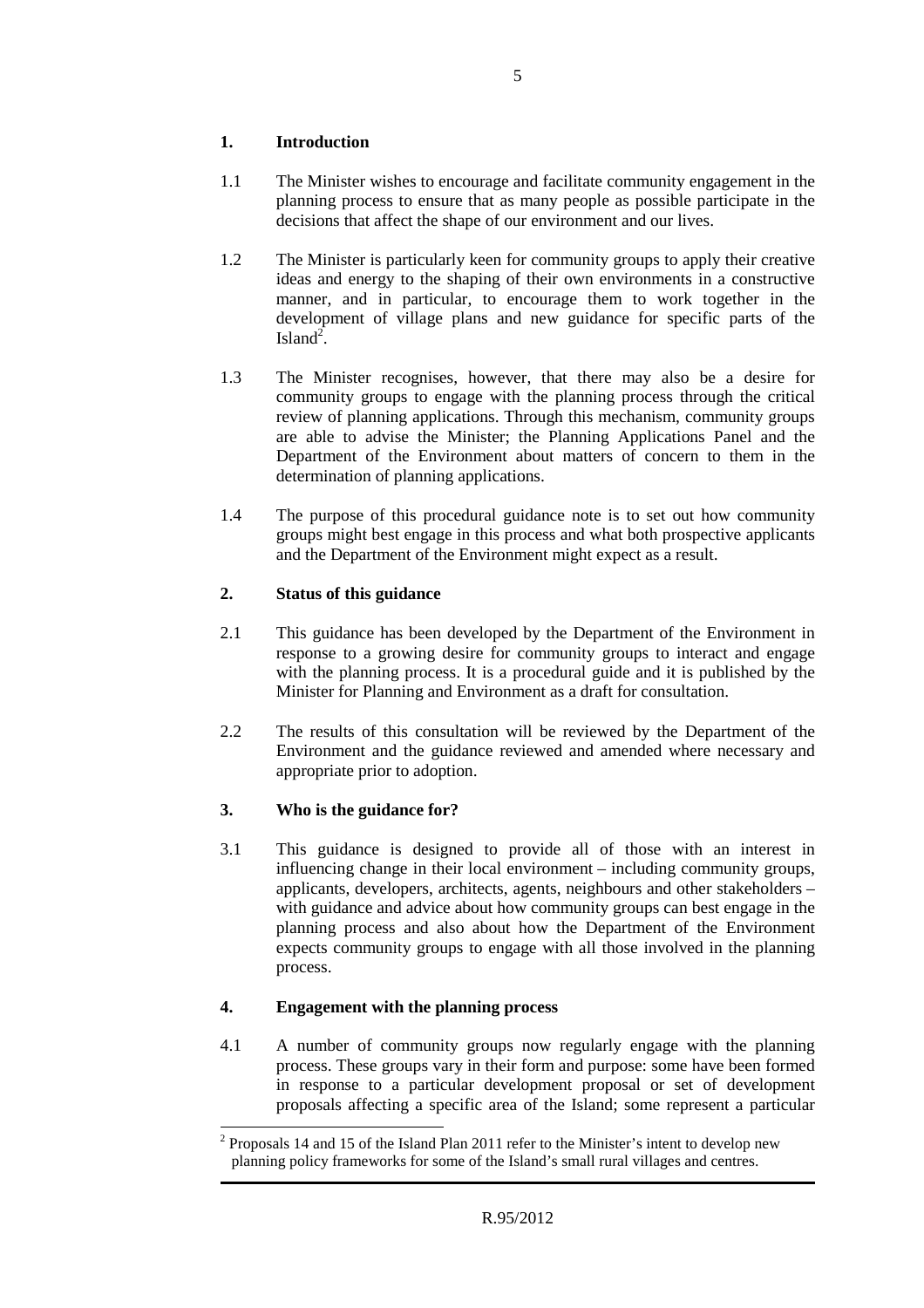## 1. Introduction

1.1 The Minister wishes to encourage and facilitate community engagement in the planning process to ensure that as many people as possible participate in the decisions that affect the shape of our environment and our lives.

1.2 The Minister is particularly keen for community groups to apply their creative ideas and energy to the shaping of their own environments in a constructive manner, and in particular, to encourage them to work together in the development of village plans and new guidance for specific parts of the Island[2].

1.3 The Minister recognises, however, that there may also be a desire for community groups to engage with the planning process through the critical review of planning applications. Through this mechanism, community groups are able to advise the Minister; the Planning Applications Panel and the Department of the Environment about matters of concern to them in the determination of planning applications.

1.4 The purpose of this procedural guidance note is to set out how community groups might best engage in this process and what both prospective applicants and the Department of the Environment might expect as a result.

## 2. Status of this guidance

2.1 This guidance has been developed by the Department of the Environment in response to a growing desire for community groups to interact and engage with the planning process. It is a procedural guide and it is published by the Minister for Planning and Environment as a draft for consultation.

2.2 The results of this consultation will be reviewed by the Department of the Environment and the guidance reviewed and amended where necessary and appropriate prior to adoption.

## 3. Who is the guidance for?

3.1 This guidance is designed to provide all of those with an interest in influencing change in their local environment – including community groups, applicants, developers, architects, agents, neighbours and other stakeholders – with guidance and advice about how community groups can best engage in the planning process and also about how the Department of the Environment expects community groups to engage with all those involved in the planning process.

## 4. Engagement with the planning process

4.1 A number of community groups now regularly engage with the planning process. These groups vary in their form and purpose: some have been formed in response to a particular development proposal or set of development proposals affecting a specific area of the Island; some represent a particular

[2] Proposals 14 and 15 of the Island Plan 2011 refer to the Minister's intent to develop new planning policy frameworks for some of the Island's small rural villages and centres.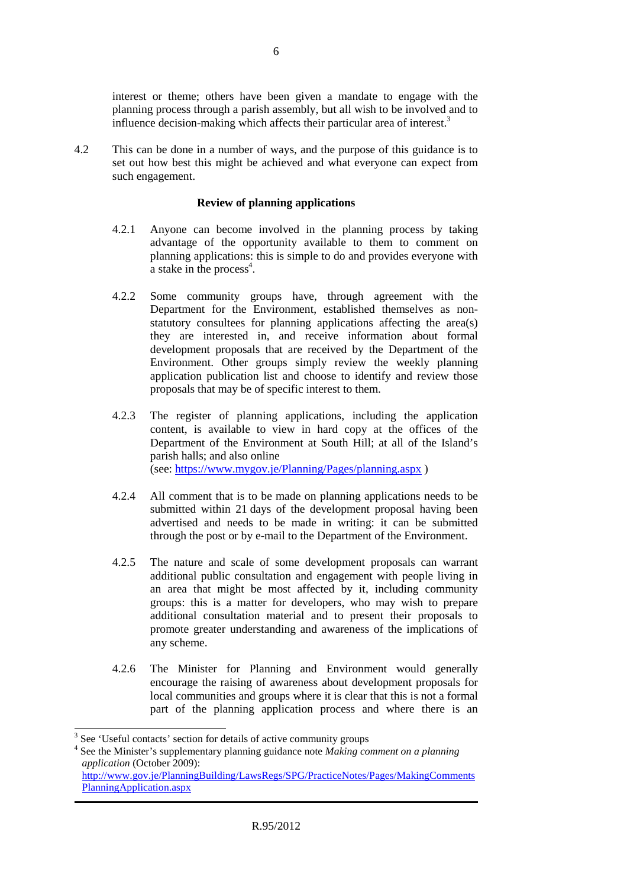interest or theme; others have been given a mandate to engage with the planning process through a parish assembly, but all wish to be involved and to influence decision-making which affects their particular area of interest.[3]

4.2 This can be done in a number of ways, and the purpose of this guidance is to set out how best this might be achieved and what everyone can expect from such engagement.

**Review of planning applications**

4.2.1 Anyone can become involved in the planning process by taking advantage of the opportunity available to them to comment on planning applications: this is simple to do and provides everyone with a stake in the process[4].

4.2.2 Some community groups have, through agreement with the Department for the Environment, established themselves as non-statutory consultees for planning applications affecting the area(s) they are interested in, and receive information about formal development proposals that are received by the Department of the Environment. Other groups simply review the weekly planning application publication list and choose to identify and review those proposals that may be of specific interest to them.

4.2.3 The register of planning applications, including the application content, is available to view in hard copy at the offices of the Department of the Environment at South Hill; at all of the Island's parish halls; and also online (see: https://www.mygov.je/Planning/Pages/planning.aspx )

4.2.4 All comment that is to be made on planning applications needs to be submitted within 21 days of the development proposal having been advertised and needs to be made in writing: it can be submitted through the post or by e-mail to the Department of the Environment.

4.2.5 The nature and scale of some development proposals can warrant additional public consultation and engagement with people living in an area that might be most affected by it, including community groups: this is a matter for developers, who may wish to prepare additional consultation material and to present their proposals to promote greater understanding and awareness of the implications of any scheme.

4.2.6 The Minister for Planning and Environment would generally encourage the raising of awareness about development proposals for local communities and groups where it is clear that this is not a formal part of the planning application process and where there is an

---

[3] See 'Useful contacts' section for details of active community groups

[4] See the Minister's supplementary planning guidance note *Making comment on a planning application* (October 2009): http://www.gov.je/PlanningBuilding/LawsRegs/SPG/PracticeNotes/Pages/MakingCommentsPlanningApplication.aspx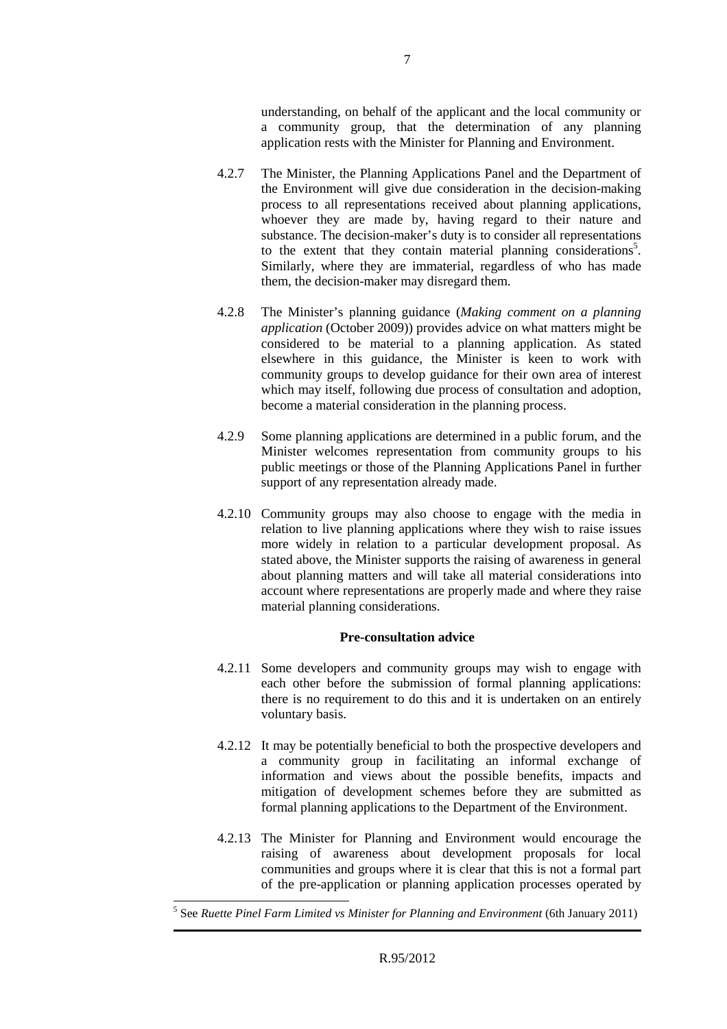understanding, on behalf of the applicant and the local community or a community group, that the determination of any planning application rests with the Minister for Planning and Environment.

4.2.7 The Minister, the Planning Applications Panel and the Department of the Environment will give due consideration in the decision-making process to all representations received about planning applications, whoever they are made by, having regard to their nature and substance. The decision-maker's duty is to consider all representations to the extent that they contain material planning considerations[5]. Similarly, where they are immaterial, regardless of who has made them, the decision-maker may disregard them.

4.2.8 The Minister's planning guidance (*Making comment on a planning application* (October 2009)) provides advice on what matters might be considered to be material to a planning application. As stated elsewhere in this guidance, the Minister is keen to work with community groups to develop guidance for their own area of interest which may itself, following due process of consultation and adoption, become a material consideration in the planning process.

4.2.9 Some planning applications are determined in a public forum, and the Minister welcomes representation from community groups to his public meetings or those of the Planning Applications Panel in further support of any representation already made.

4.2.10 Community groups may also choose to engage with the media in relation to live planning applications where they wish to raise issues more widely in relation to a particular development proposal. As stated above, the Minister supports the raising of awareness in general about planning matters and will take all material considerations into account where representations are properly made and where they raise material planning considerations.

**Pre-consultation advice**

4.2.11 Some developers and community groups may wish to engage with each other before the submission of formal planning applications: there is no requirement to do this and it is undertaken on an entirely voluntary basis.

4.2.12 It may be potentially beneficial to both the prospective developers and a community group in facilitating an informal exchange of information and views about the possible benefits, impacts and mitigation of development schemes before they are submitted as formal planning applications to the Department of the Environment.

4.2.13 The Minister for Planning and Environment would encourage the raising of awareness about development proposals for local communities and groups where it is clear that this is not a formal part of the pre-application or planning application processes operated by

[5] See *Ruette Pinel Farm Limited vs Minister for Planning and Environment* (6th January 2011)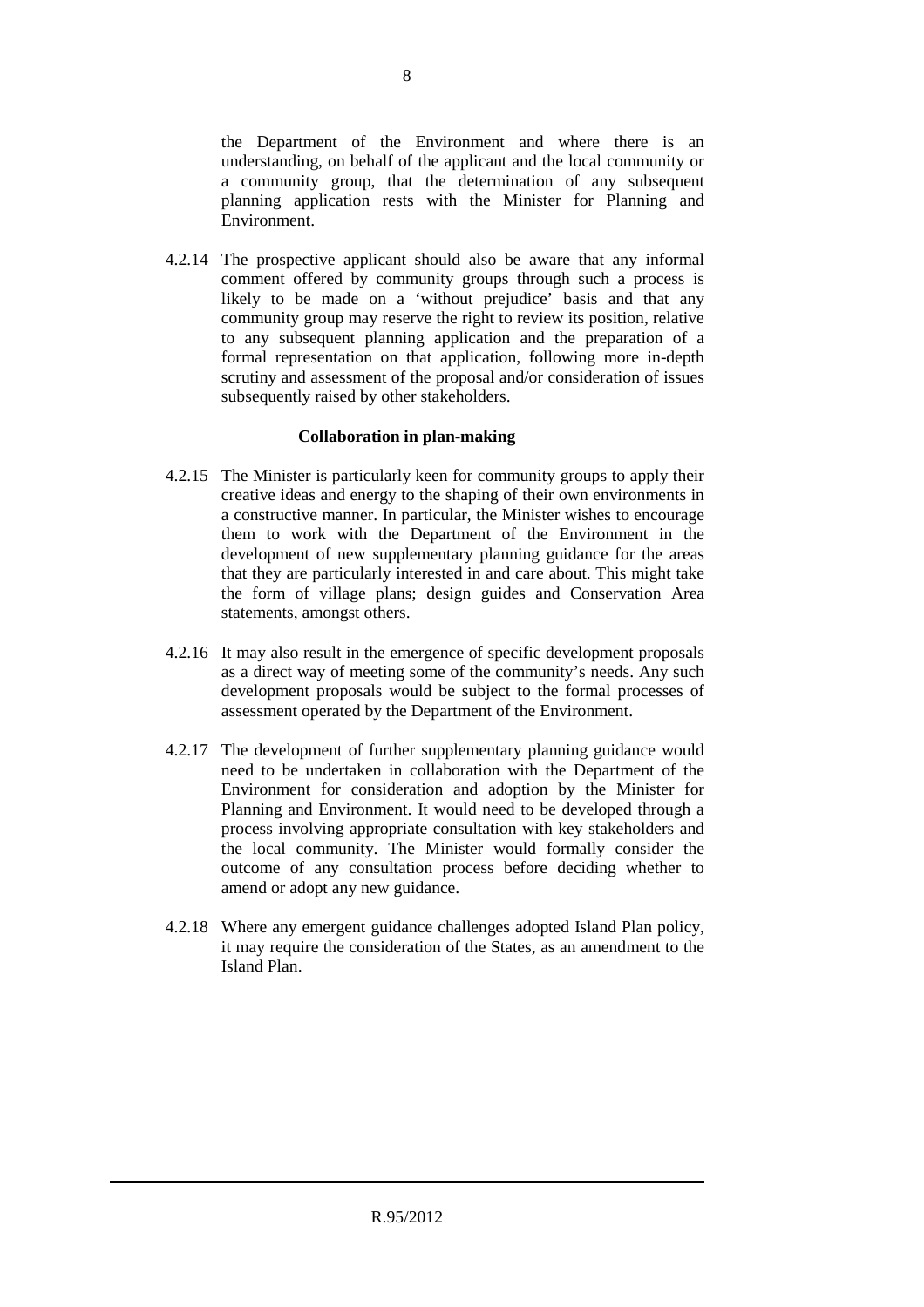the Department of the Environment and where there is an understanding, on behalf of the applicant and the local community or a community group, that the determination of any subsequent planning application rests with the Minister for Planning and Environment.

4.2.14 The prospective applicant should also be aware that any informal comment offered by community groups through such a process is likely to be made on a 'without prejudice' basis and that any community group may reserve the right to review its position, relative to any subsequent planning application and the preparation of a formal representation on that application, following more in-depth scrutiny and assessment of the proposal and/or consideration of issues subsequently raised by other stakeholders.

**Collaboration in plan-making**

4.2.15 The Minister is particularly keen for community groups to apply their creative ideas and energy to the shaping of their own environments in a constructive manner. In particular, the Minister wishes to encourage them to work with the Department of the Environment in the development of new supplementary planning guidance for the areas that they are particularly interested in and care about. This might take the form of village plans; design guides and Conservation Area statements, amongst others.

4.2.16 It may also result in the emergence of specific development proposals as a direct way of meeting some of the community's needs. Any such development proposals would be subject to the formal processes of assessment operated by the Department of the Environment.

4.2.17 The development of further supplementary planning guidance would need to be undertaken in collaboration with the Department of the Environment for consideration and adoption by the Minister for Planning and Environment. It would need to be developed through a process involving appropriate consultation with key stakeholders and the local community. The Minister would formally consider the outcome of any consultation process before deciding whether to amend or adopt any new guidance.

4.2.18 Where any emergent guidance challenges adopted Island Plan policy, it may require the consideration of the States, as an amendment to the Island Plan.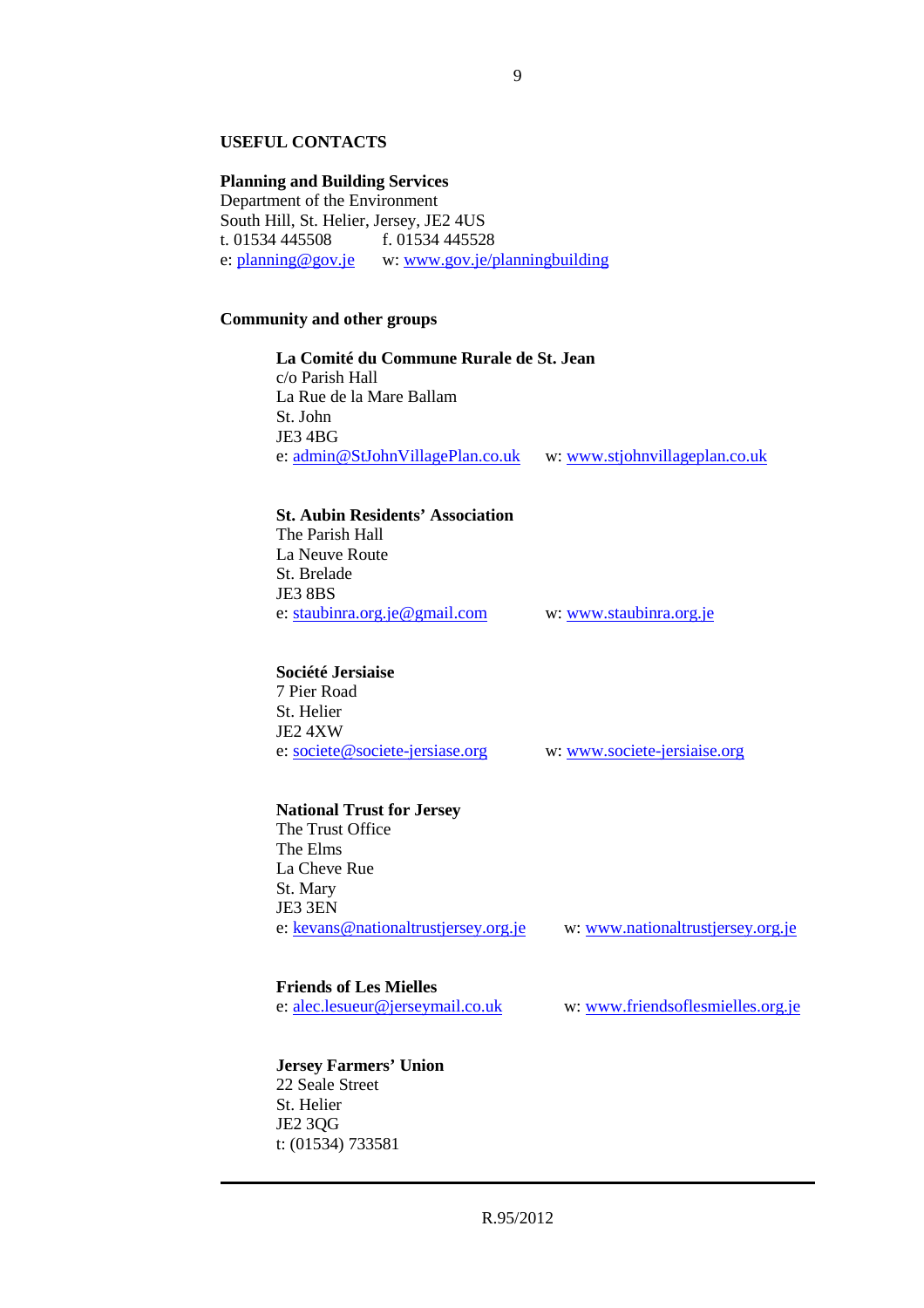## USEFUL CONTACTS

**Planning and Building Services**
Department of the Environment
South Hill, St. Helier, Jersey, JE2 4US
t. 01534 445508 f. 01534 445528
e: planning@gov.je w: www.gov.je/planningbuilding

### Community and other groups

**La Comité du Commune Rurale de St. Jean**
c/o Parish Hall
La Rue de la Mare Ballam
St. John
JE3 4BG
e: admin@StJohnVillagePlan.co.uk w: www.stjohnvillageplan.co.uk

**St. Aubin Residents' Association**
The Parish Hall
La Neuve Route
St. Brelade
JE3 8BS
e: staubinra.org.je@gmail.com w: www.staubinra.org.je

**Société Jersiaise**
7 Pier Road
St. Helier
JE2 4XW
e: societe@societe-jersiase.org w: www.societe-jersiaise.org

**National Trust for Jersey**
The Trust Office
The Elms
La Cheve Rue
St. Mary
JE3 3EN
e: kevans@nationaltrustjersey.org.je w: www.nationaltrustjersey.org.je

**Friends of Les Mielles**
e: alec.lesueur@jerseymail.co.uk w: www.friendsoflesmielles.org.je

**Jersey Farmers' Union**
22 Seale Street
St. Helier
JE2 3QG
t: (01534) 733581